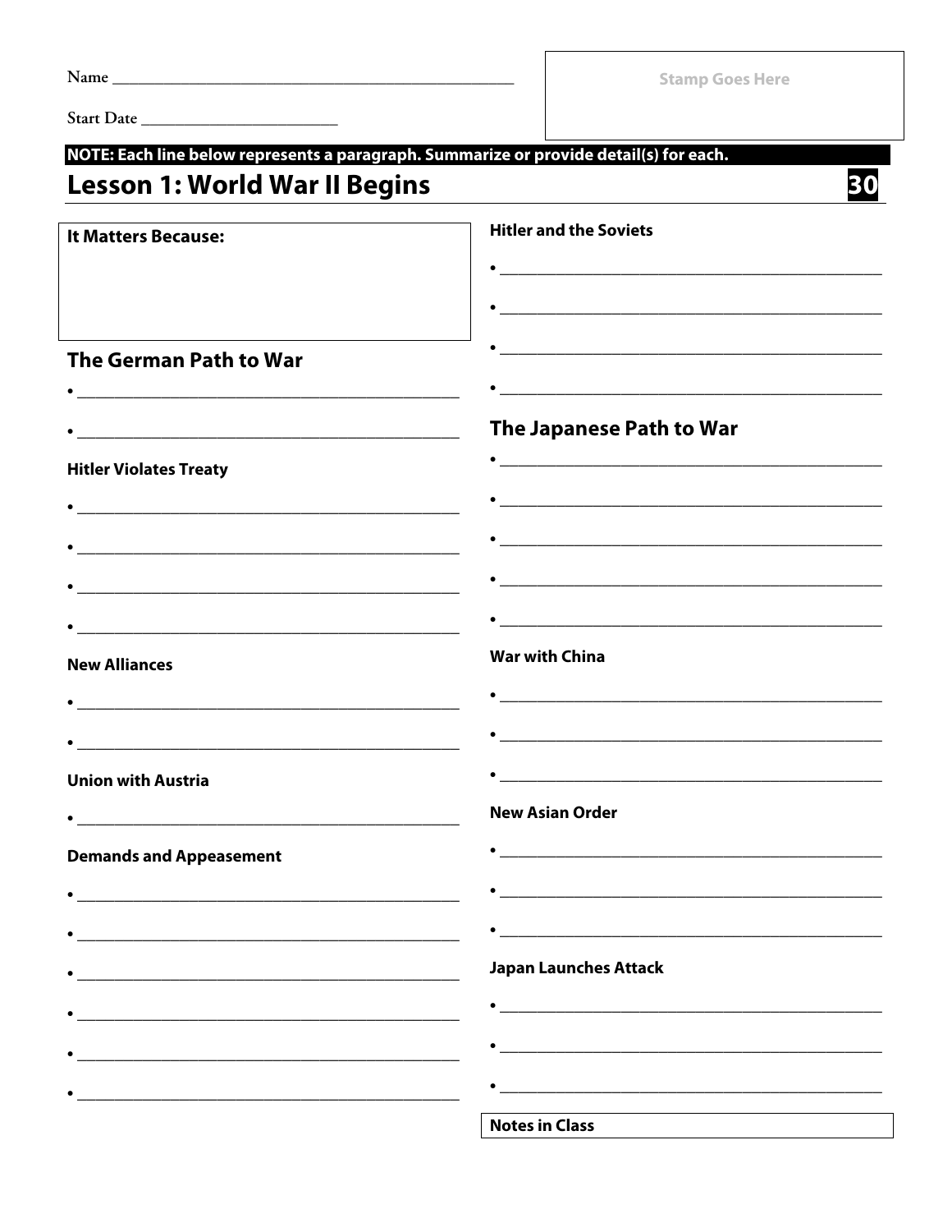Name ______________________________________________

Start Date ______________________

Stamp Goes Here

**NOTE: Each line below represents a paragraph. Summarize or provide detail(s) for each.**

# Lesson 1: World War II Begins

**30**

**It Matters Because:**

## The German Path to War

- ______________________________________________
- ______________________________________________

**Hitler Violates Treaty**

- ______________________________________________
- ______________________________________________
- ______________________________________________
- ______________________________________________

**New Alliances**

- ______________________________________________
- ______________________________________________

**Union with Austria**

- ______________________________________________

**Demands and Appeasement**

- ______________________________________________
- ______________________________________________
- ______________________________________________
- ______________________________________________
- ______________________________________________
- ______________________________________________

**Hitler and the Soviets**

- ______________________________________________
- ______________________________________________
- ______________________________________________
- ______________________________________________

## The Japanese Path to War

- ______________________________________________
- ______________________________________________
- ______________________________________________
- ______________________________________________
- ______________________________________________

**War with China**

- ______________________________________________
- ______________________________________________
- ______________________________________________

**New Asian Order**

- ______________________________________________
- ______________________________________________
- ______________________________________________

**Japan Launches Attack**

- ______________________________________________
- ______________________________________________
- ______________________________________________

**Notes in Class**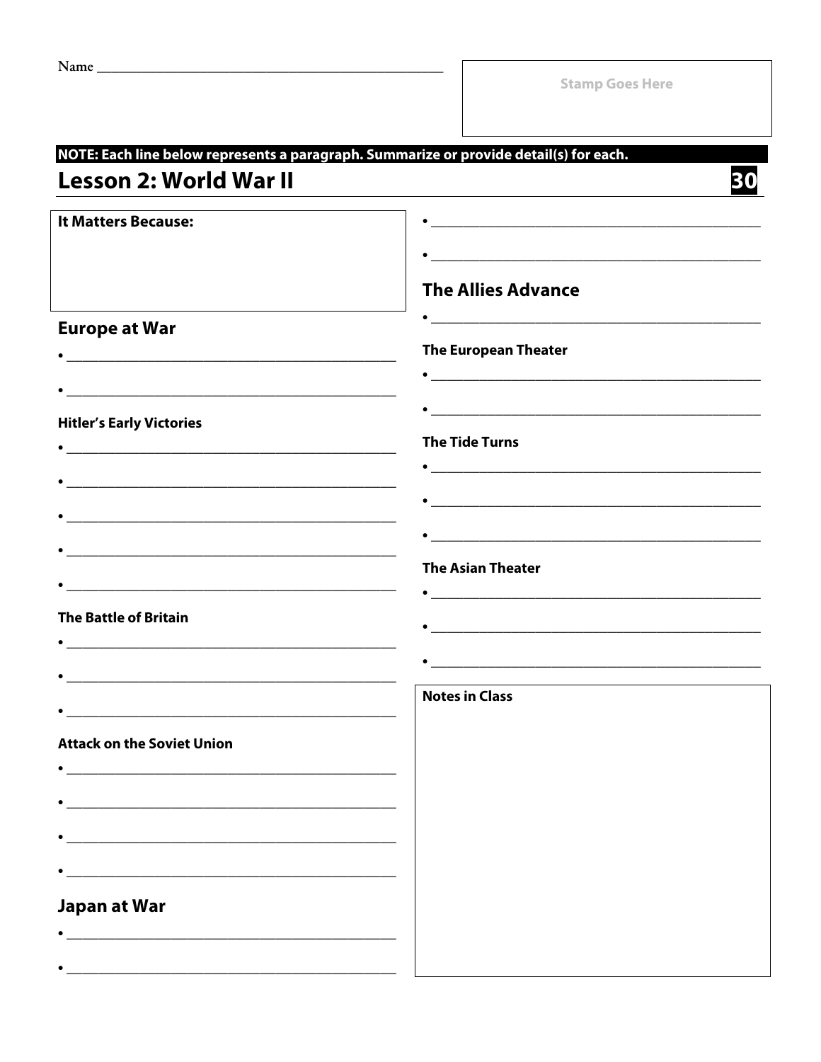Name ______________________________________________

Stamp Goes Here

**NOTE: Each line below represents a paragraph. Summarize or provide detail(s) for each.**

## Lesson 2: World War II

**30**

**It Matters Because:**

### Europe at War

- ______________________________________________
- ______________________________________________

**Hitler's Early Victories**

- ______________________________________________
- ______________________________________________
- ______________________________________________
- ______________________________________________
- ______________________________________________

**The Battle of Britain**

- ______________________________________________
- ______________________________________________
- ______________________________________________

**Attack on the Soviet Union**

- ______________________________________________
- ______________________________________________
- ______________________________________________
- ______________________________________________

### Japan at War

- ______________________________________________
- ______________________________________________
- ______________________________________________
- ______________________________________________

### The Allies Advance

- ______________________________________________

**The European Theater**

- ______________________________________________
- ______________________________________________

**The Tide Turns**

- ______________________________________________
- ______________________________________________
- ______________________________________________

**The Asian Theater**

- ______________________________________________
- ______________________________________________
- ______________________________________________

**Notes in Class**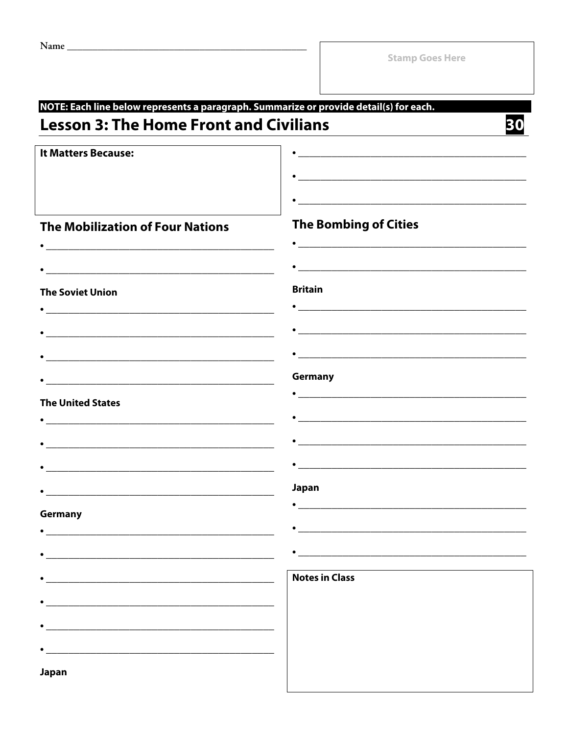Name ______________________________________________

Stamp Goes Here

**NOTE: Each line below represents a paragraph. Summarize or provide detail(s) for each.**

## Lesson 3: The Home Front and Civilians

**30**

**It Matters Because:**

### The Mobilization of Four Nations

- ______________________________________________
- ______________________________________________

**The Soviet Union**

- ______________________________________________
- ______________________________________________
- ______________________________________________
- ______________________________________________

**The United States**

- ______________________________________________
- ______________________________________________
- ______________________________________________
- ______________________________________________

**Germany**

- ______________________________________________
- ______________________________________________
- ______________________________________________
- ______________________________________________
- ______________________________________________
- ______________________________________________

**Japan**

- ______________________________________________
- ______________________________________________
- ______________________________________________

### The Bombing of Cities

- ______________________________________________
- ______________________________________________

**Britain**

- ______________________________________________
- ______________________________________________
- ______________________________________________

**Germany**

- ______________________________________________
- ______________________________________________
- ______________________________________________
- ______________________________________________

**Japan**

- ______________________________________________
- ______________________________________________
- ______________________________________________

**Notes in Class**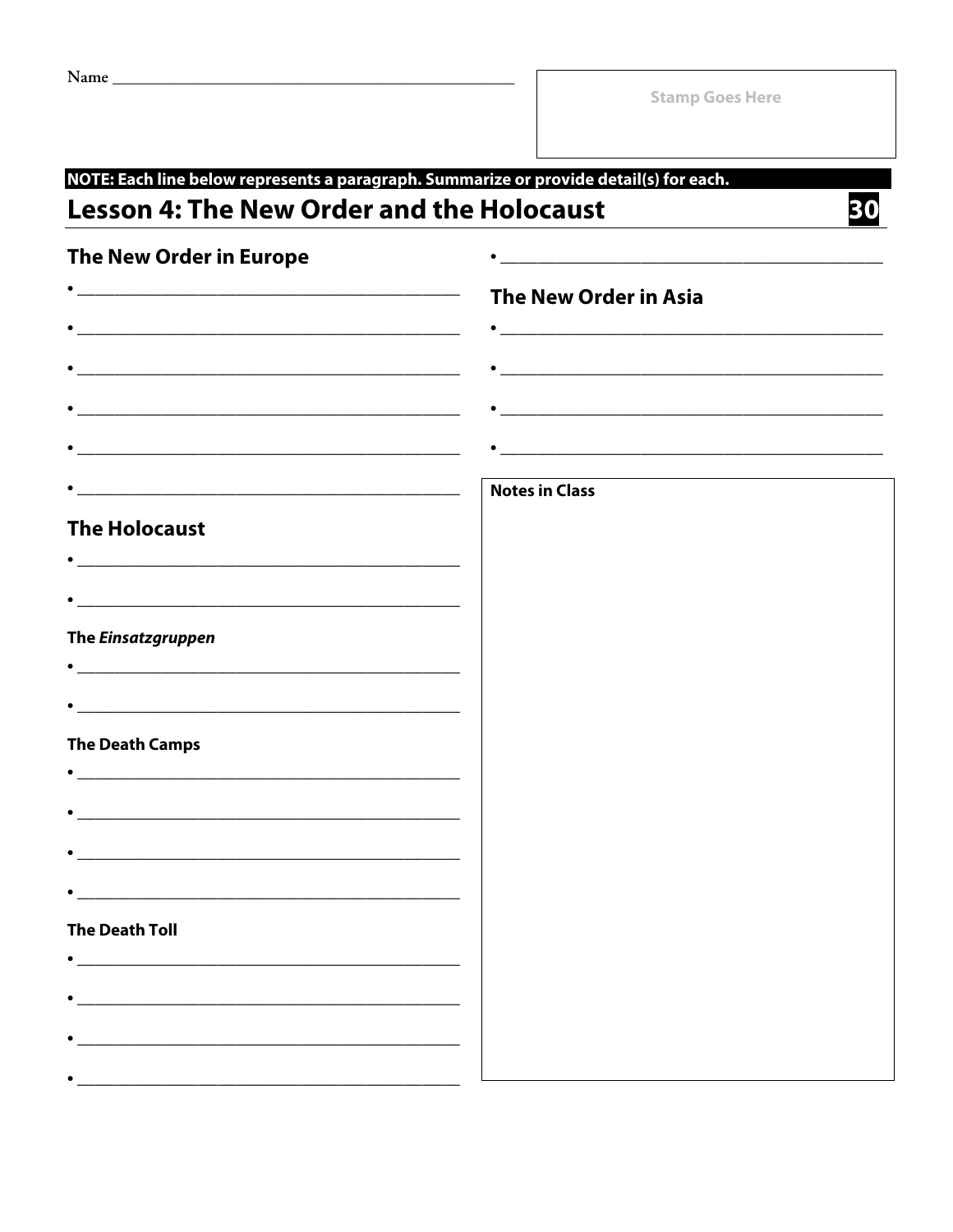Name ______________________________________________

Stamp Goes Here

**NOTE: Each line below represents a paragraph. Summarize or provide detail(s) for each.**

## Lesson 4: The New Order and the Holocaust

**30**

### The New Order in Europe

- ______________________________________________
- ______________________________________________
- ______________________________________________
- ______________________________________________
- ______________________________________________
- ______________________________________________
- ______________________________________________

### The Holocaust

- ______________________________________________
- ______________________________________________

#### The *Einsatzgruppen*

- ______________________________________________
- ______________________________________________

#### The Death Camps

- ______________________________________________
- ______________________________________________
- ______________________________________________
- ______________________________________________

#### The Death Toll

- ______________________________________________
- ______________________________________________
- ______________________________________________
- ______________________________________________

### The New Order in Asia

- ______________________________________________
- ______________________________________________
- ______________________________________________
- ______________________________________________

**Notes in Class**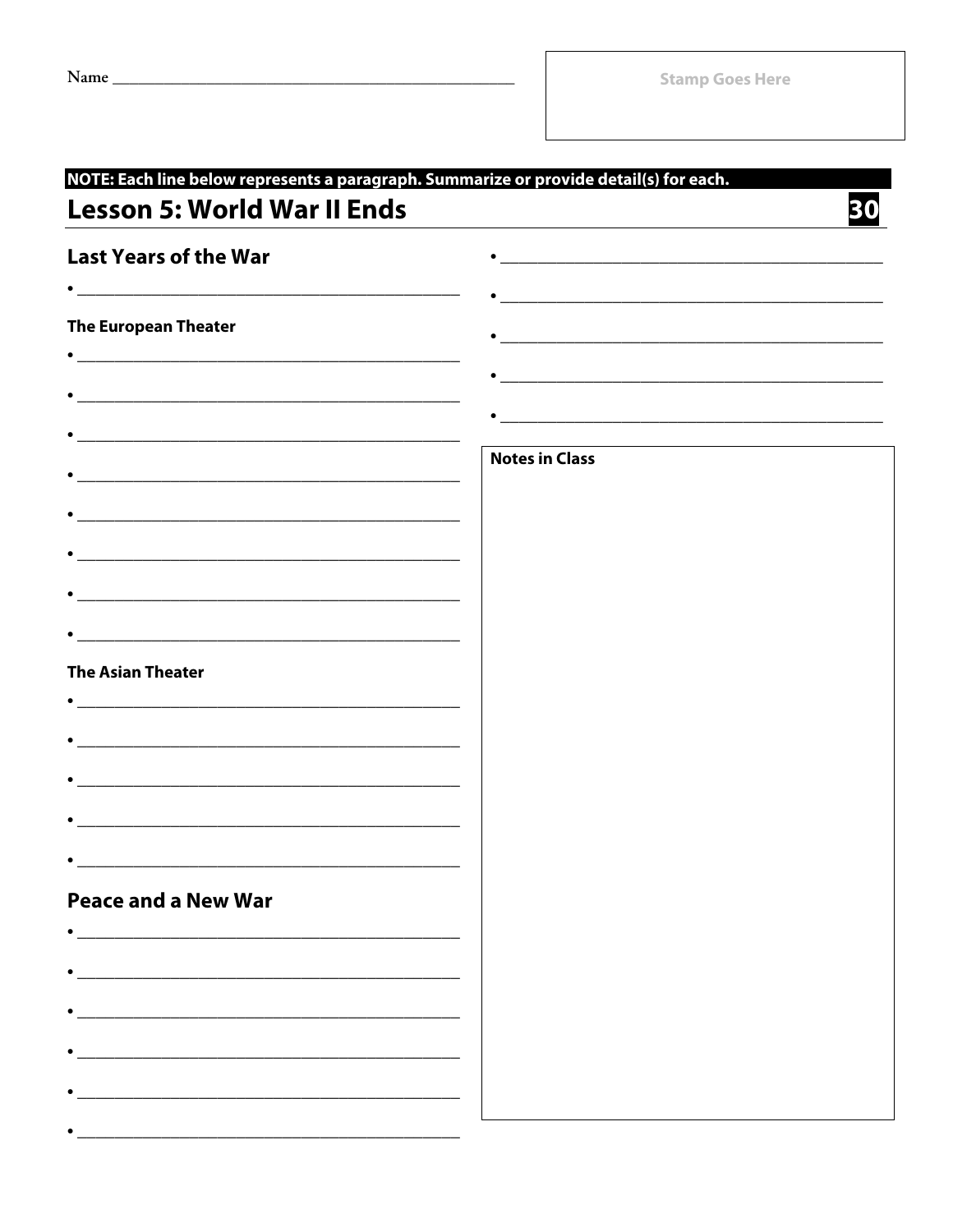Name ______________________________________________

Stamp Goes Here

**NOTE: Each line below represents a paragraph. Summarize or provide detail(s) for each.**

## Lesson 5: World War II Ends

**30**

### Last Years of the War

- ______________________________________________

#### The European Theater

- ______________________________________________
- ______________________________________________
- ______________________________________________
- ______________________________________________
- ______________________________________________
- ______________________________________________
- ______________________________________________
- ______________________________________________

#### The Asian Theater

- ______________________________________________
- ______________________________________________
- ______________________________________________
- ______________________________________________
- ______________________________________________

### Peace and a New War

- ______________________________________________
- ______________________________________________
- ______________________________________________
- ______________________________________________
- ______________________________________________
- ______________________________________________
- ______________________________________________
- ______________________________________________
- ______________________________________________
- ______________________________________________
- ______________________________________________

**Notes in Class**